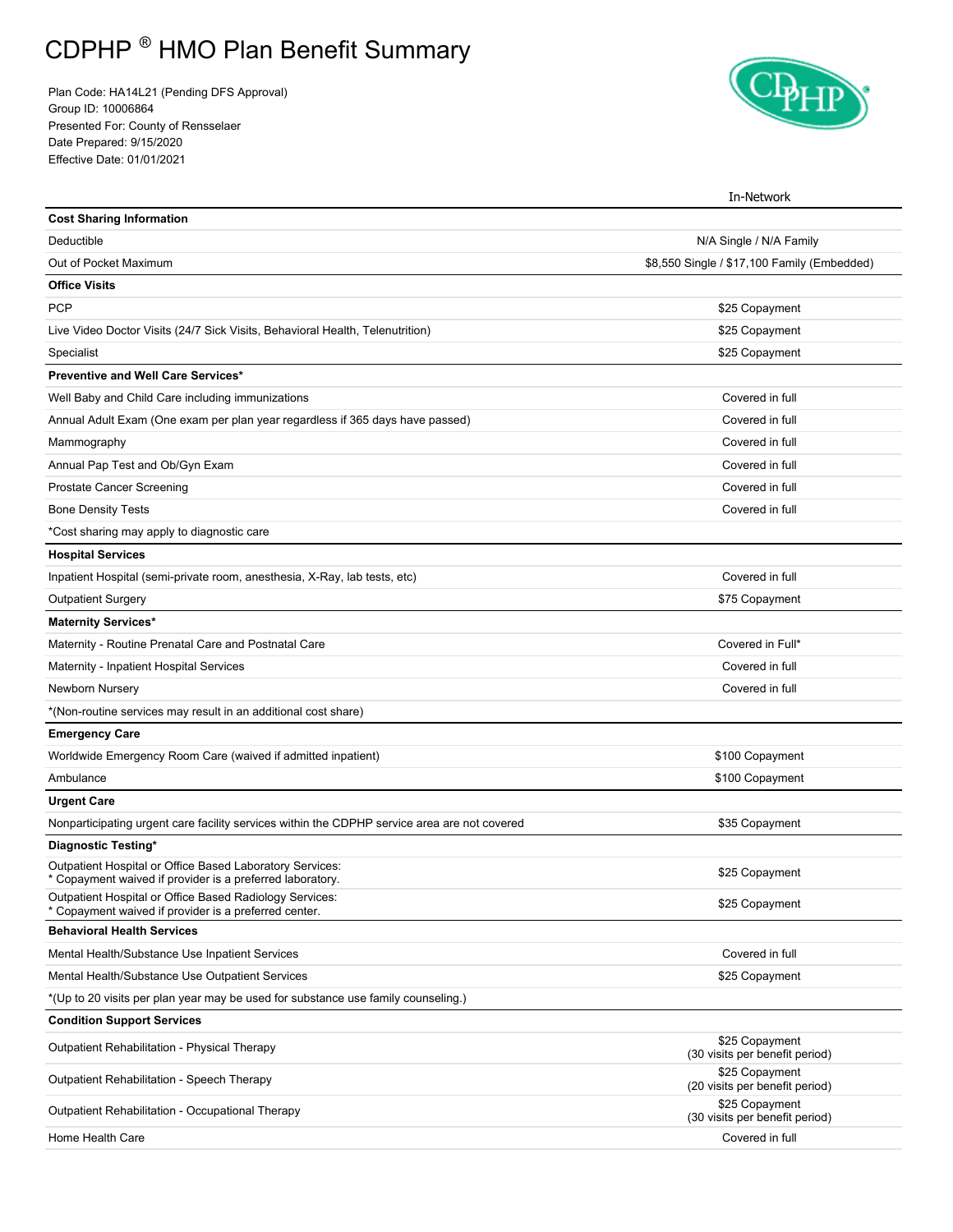# CDPHP ® HMO Plan Benefit Summary

Plan Code: HA14L21 (Pending DFS Approval)
Group ID: 10006864
Presented For: County of Rensselaer
Date Prepared: 9/15/2020
Effective Date: 01/01/2021

| | In-Network |
|---|---|
| **Cost Sharing Information** | |
| Deductible | N/A Single / N/A Family |
| Out of Pocket Maximum | $8,550 Single / $17,100 Family (Embedded) |
| **Office Visits** | |
| PCP | $25 Copayment |
| Live Video Doctor Visits (24/7 Sick Visits, Behavioral Health, Telenutrition) | $25 Copayment |
| Specialist | $25 Copayment |
| **Preventive and Well Care Services*** | |
| Well Baby and Child Care including immunizations | Covered in full |
| Annual Adult Exam (One exam per plan year regardless if 365 days have passed) | Covered in full |
| Mammography | Covered in full |
| Annual Pap Test and Ob/Gyn Exam | Covered in full |
| Prostate Cancer Screening | Covered in full |
| Bone Density Tests | Covered in full |
| *Cost sharing may apply to diagnostic care | |
| **Hospital Services** | |
| Inpatient Hospital (semi-private room, anesthesia, X-Ray, lab tests, etc) | Covered in full |
| Outpatient Surgery | $75 Copayment |
| **Maternity Services*** | |
| Maternity - Routine Prenatal Care and Postnatal Care | Covered in Full* |
| Maternity - Inpatient Hospital Services | Covered in full |
| Newborn Nursery | Covered in full |
| *(Non-routine services may result in an additional cost share) | |
| **Emergency Care** | |
| Worldwide Emergency Room Care (waived if admitted inpatient) | $100 Copayment |
| Ambulance | $100 Copayment |
| **Urgent Care** | |
| Nonparticipating urgent care facility services within the CDPHP service area are not covered | $35 Copayment |
| **Diagnostic Testing*** | |
| Outpatient Hospital or Office Based Laboratory Services: * Copayment waived if provider is a preferred laboratory. | $25 Copayment |
| Outpatient Hospital or Office Based Radiology Services: * Copayment waived if provider is a preferred center. | $25 Copayment |
| **Behavioral Health Services** | |
| Mental Health/Substance Use Inpatient Services | Covered in full |
| Mental Health/Substance Use Outpatient Services | $25 Copayment |
| *(Up to 20 visits per plan year may be used for substance use family counseling.) | |
| **Condition Support Services** | |
| Outpatient Rehabilitation - Physical Therapy | $25 Copayment (30 visits per benefit period) |
| Outpatient Rehabilitation - Speech Therapy | $25 Copayment (20 visits per benefit period) |
| Outpatient Rehabilitation - Occupational Therapy | $25 Copayment (30 visits per benefit period) |
| Home Health Care | Covered in full |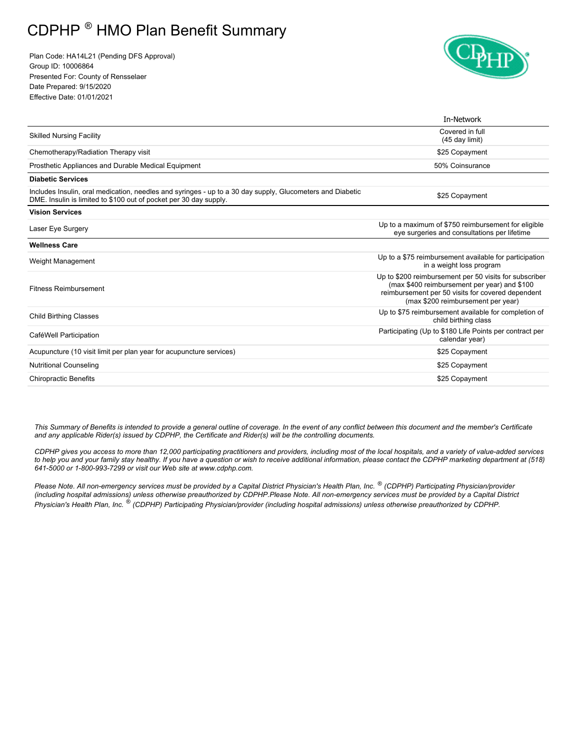# CDPHP ® HMO Plan Benefit Summary

Plan Code: HA14L21 (Pending DFS Approval)
Group ID: 10006864
Presented For: County of Rensselaer
Date Prepared: 9/15/2020
Effective Date: 01/01/2021

| | In-Network |
|---|---|
| Skilled Nursing Facility | Covered in full (45 day limit) |
| Chemotherapy/Radiation Therapy visit | $25 Copayment |
| Prosthetic Appliances and Durable Medical Equipment | 50% Coinsurance |
| **Diabetic Services** | |
| Includes Insulin, oral medication, needles and syringes - up to a 30 day supply, Glucometers and Diabetic DME. Insulin is limited to $100 out of pocket per 30 day supply. | $25 Copayment |
| **Vision Services** | |
| Laser Eye Surgery | Up to a maximum of $750 reimbursement for eligible eye surgeries and consultations per lifetime |
| **Wellness Care** | |
| Weight Management | Up to a $75 reimbursement available for participation in a weight loss program |
| Fitness Reimbursement | Up to $200 reimbursement per 50 visits for subscriber (max $400 reimbursement per year) and $100 reimbursement per 50 visits for covered dependent (max $200 reimbursement per year) |
| Child Birthing Classes | Up to $75 reimbursement available for completion of child birthing class |
| CaféWell Participation | Participating (Up to $180 Life Points per contract per calendar year) |
| Acupuncture (10 visit limit per plan year for acupuncture services) | $25 Copayment |
| Nutritional Counseling | $25 Copayment |
| Chiropractic Benefits | $25 Copayment |

*This Summary of Benefits is intended to provide a general outline of coverage. In the event of any conflict between this document and the member's Certificate and any applicable Rider(s) issued by CDPHP, the Certificate and Rider(s) will be the controlling documents.*

*CDPHP gives you access to more than 12,000 participating practitioners and providers, including most of the local hospitals, and a variety of value-added services to help you and your family stay healthy. If you have a question or wish to receive additional information, please contact the CDPHP marketing department at (518) 641-5000 or 1-800-993-7299 or visit our Web site at www.cdphp.com.*

*Please Note. All non-emergency services must be provided by a Capital District Physician's Health Plan, Inc. ® (CDPHP) Participating Physician/provider (including hospital admissions) unless otherwise preauthorized by CDPHP.Please Note. All non-emergency services must be provided by a Capital District Physician's Health Plan, Inc. ® (CDPHP) Participating Physician/provider (including hospital admissions) unless otherwise preauthorized by CDPHP.*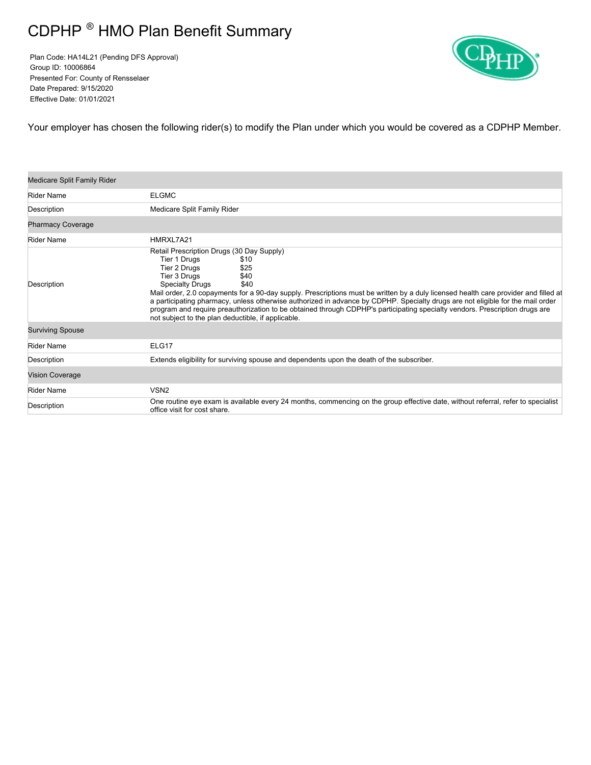# CDPHP® HMO Plan Benefit Summary

Plan Code: HA14L21 (Pending DFS Approval)
Group ID: 10006864
Presented For: County of Rensselaer
Date Prepared: 9/15/2020
Effective Date: 01/01/2021

Your employer has chosen the following rider(s) to modify the Plan under which you would be covered as a CDPHP Member.

| | |
|---|---|
| **Medicare Split Family Rider** | |
| Rider Name | ELGMC |
| Description | Medicare Split Family Rider |
| **Pharmacy Coverage** | |
| Rider Name | HMRXL7A21 |
| Description | Retail Prescription Drugs (30 Day Supply)<br>Tier 1 Drugs $10<br>Tier 2 Drugs $25<br>Tier 3 Drugs $40<br>Specialty Drugs $40<br>Mail order, 2.0 copayments for a 90-day supply. Prescriptions must be written by a duly licensed health care provider and filled at a participating pharmacy, unless otherwise authorized in advance by CDPHP. Specialty drugs are not eligible for the mail order program and require preauthorization to be obtained through CDPHP's participating specialty vendors. Prescription drugs are not subject to the plan deductible, if applicable. |
| **Surviving Spouse** | |
| Rider Name | ELG17 |
| Description | Extends eligibility for surviving spouse and dependents upon the death of the subscriber. |
| **Vision Coverage** | |
| Rider Name | VSN2 |
| Description | One routine eye exam is available every 24 months, commencing on the group effective date, without referral, refer to specialist office visit for cost share. |